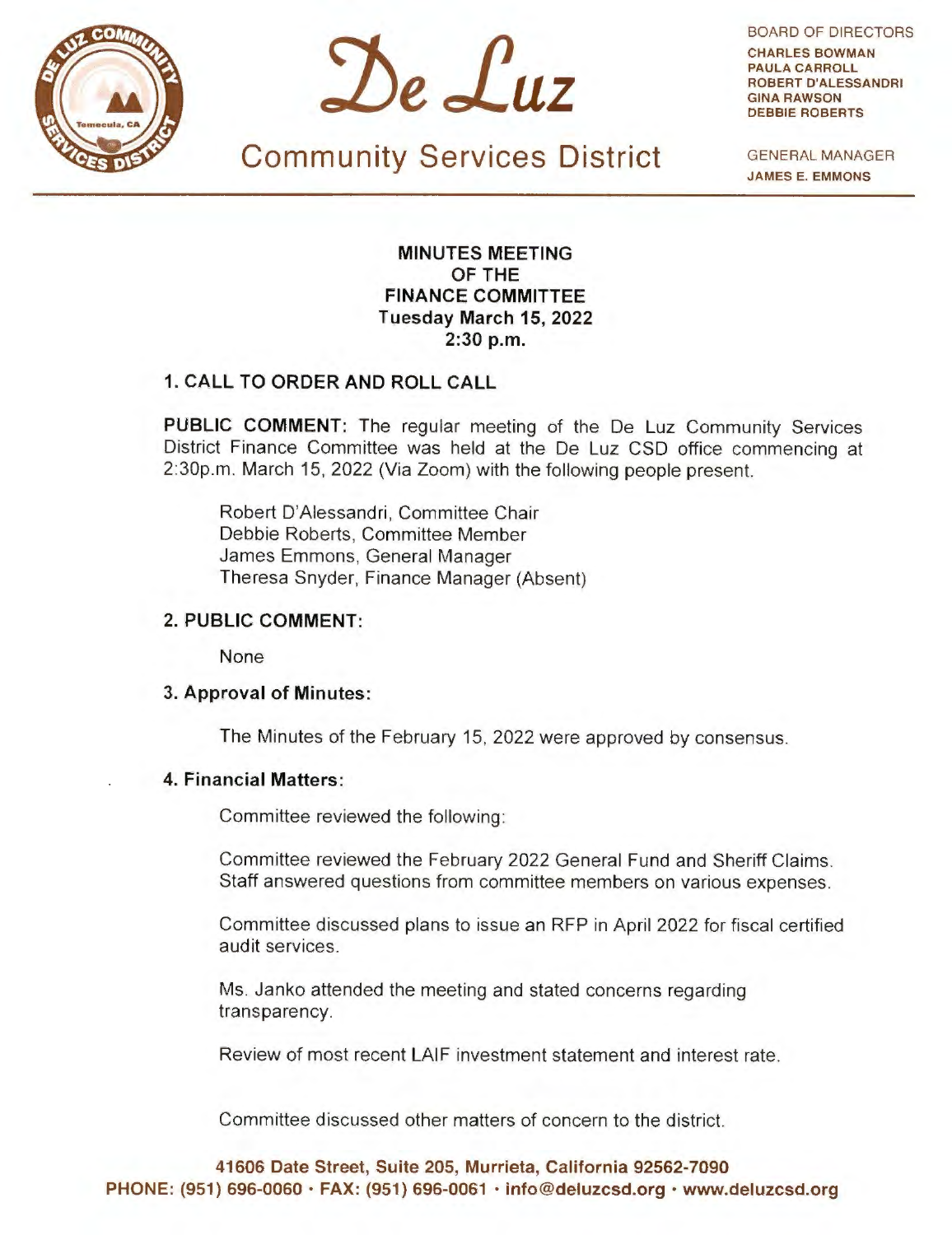# De Luz

## Community Services District

BOARD OF DIRECTORS
CHARLES BOWMAN
PAULA CARROLL
ROBERT D'ALESSANDRI
GINA RAWSON
DEBBIE ROBERTS

GENERAL MANAGER
JAMES E. EMMONS

**MINUTES MEETING
OF THE
FINANCE COMMITTEE
Tuesday March 15, 2022
2:30 p.m.**

### 1. CALL TO ORDER AND ROLL CALL

**PUBLIC COMMENT:** The regular meeting of the De Luz Community Services District Finance Committee was held at the De Luz CSD office commencing at 2:30p.m. March 15, 2022 (Via Zoom) with the following people present.

Robert D'Alessandri, Committee Chair
Debbie Roberts, Committee Member
James Emmons, General Manager
Theresa Snyder, Finance Manager (Absent)

### 2. PUBLIC COMMENT:

None

### 3. Approval of Minutes:

The Minutes of the February 15, 2022 were approved by consensus.

### 4. Financial Matters:

Committee reviewed the following:

Committee reviewed the February 2022 General Fund and Sheriff Claims. Staff answered questions from committee members on various expenses.

Committee discussed plans to issue an RFP in April 2022 for fiscal certified audit services.

Ms. Janko attended the meeting and stated concerns regarding transparency.

Review of most recent LAIF investment statement and interest rate.

Committee discussed other matters of concern to the district.

**41606 Date Street, Suite 205, Murrieta, California 92562-7090
PHONE: (951) 696-0060 · FAX: (951) 696-0061 · info@deluzcsd.org · www.deluzcsd.org**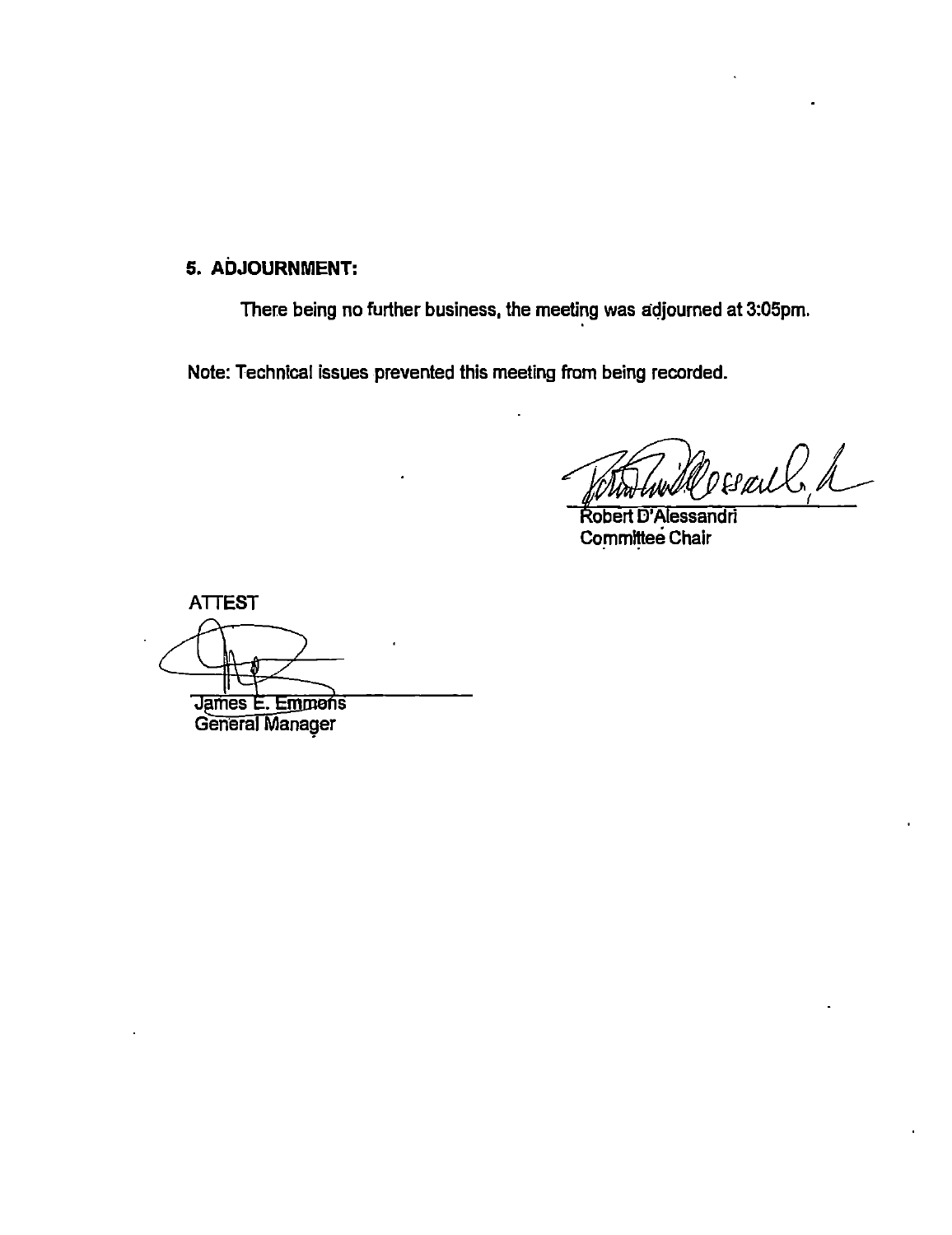### 5. ADJOURNMENT:

There being no further business, the meeting was adjourned at 3:05pm.

Note: Technical issues prevented this meeting from being recorded.

Robert D'Alessandri
Committee Chair

ATTEST

James E. Emmons
General Manager